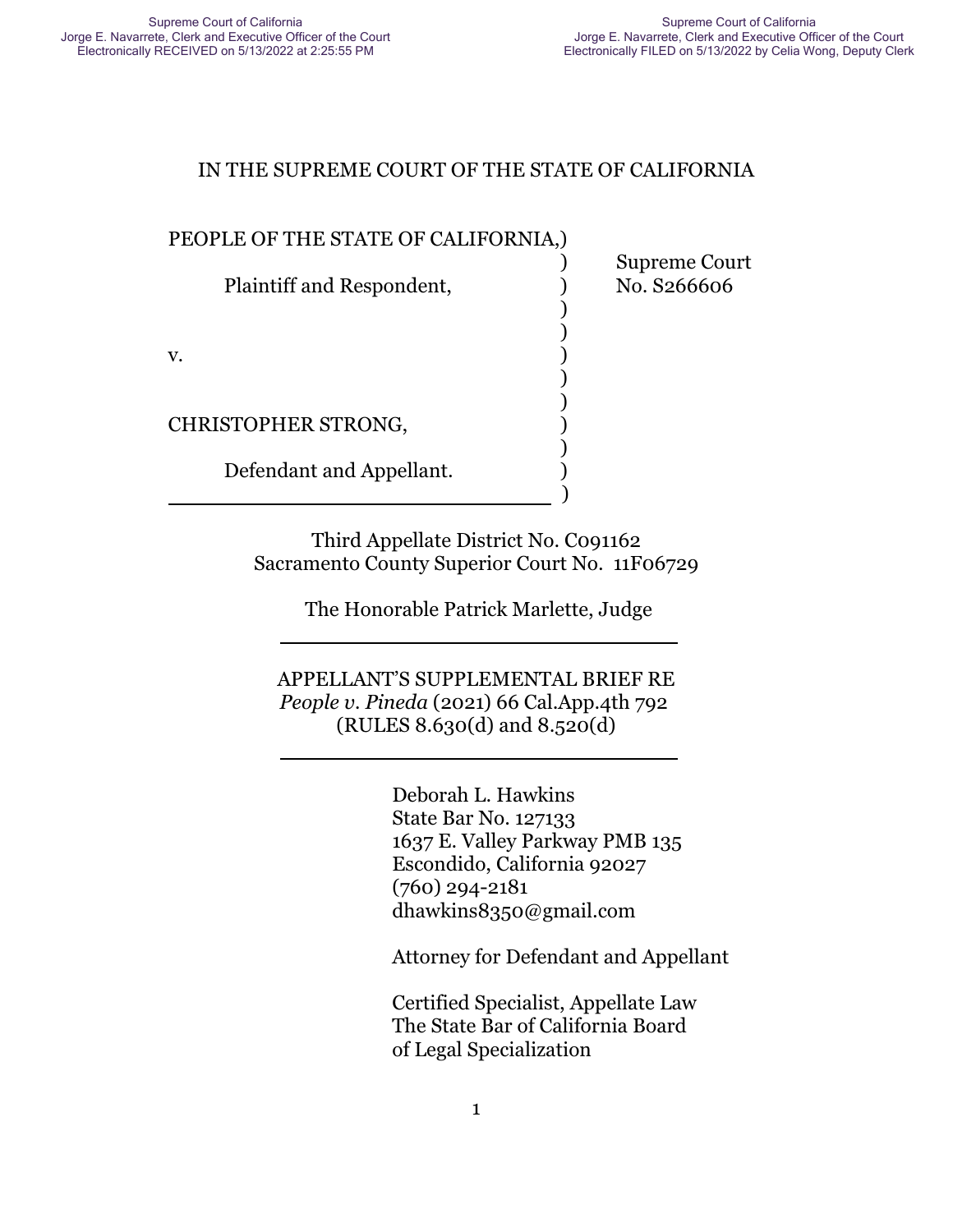Supreme Court of California
Jorge E. Navarrete, Clerk and Executive Officer of the Court
Electronically RECEIVED on 5/13/2022 at 2:25:55 PM

Supreme Court of California
Jorge E. Navarrete, Clerk and Executive Officer of the Court
Electronically FILED on 5/13/2022 by Celia Wong, Deputy Clerk

IN THE SUPREME COURT OF THE STATE OF CALIFORNIA

| | |
|---|---|
| PEOPLE OF THE STATE OF CALIFORNIA, | |
| Plaintiff and Respondent, | Supreme Court No. S266606 |
| v. | |
| CHRISTOPHER STRONG, | |
| Defendant and Appellant. | |

Third Appellate District No. C091162
Sacramento County Superior Court No. 11F06729

The Honorable Patrick Marlette, Judge

---

APPELLANT'S SUPPLEMENTAL BRIEF RE
*People v. Pineda* (2021) 66 Cal.App.4th 792
(RULES 8.630(d) and 8.520(d)

---

Deborah L. Hawkins
State Bar No. 127133
1637 E. Valley Parkway PMB 135
Escondido, California 92027
(760) 294-2181
dhawkins8350@gmail.com

Attorney for Defendant and Appellant

Certified Specialist, Appellate Law
The State Bar of California Board
of Legal Specialization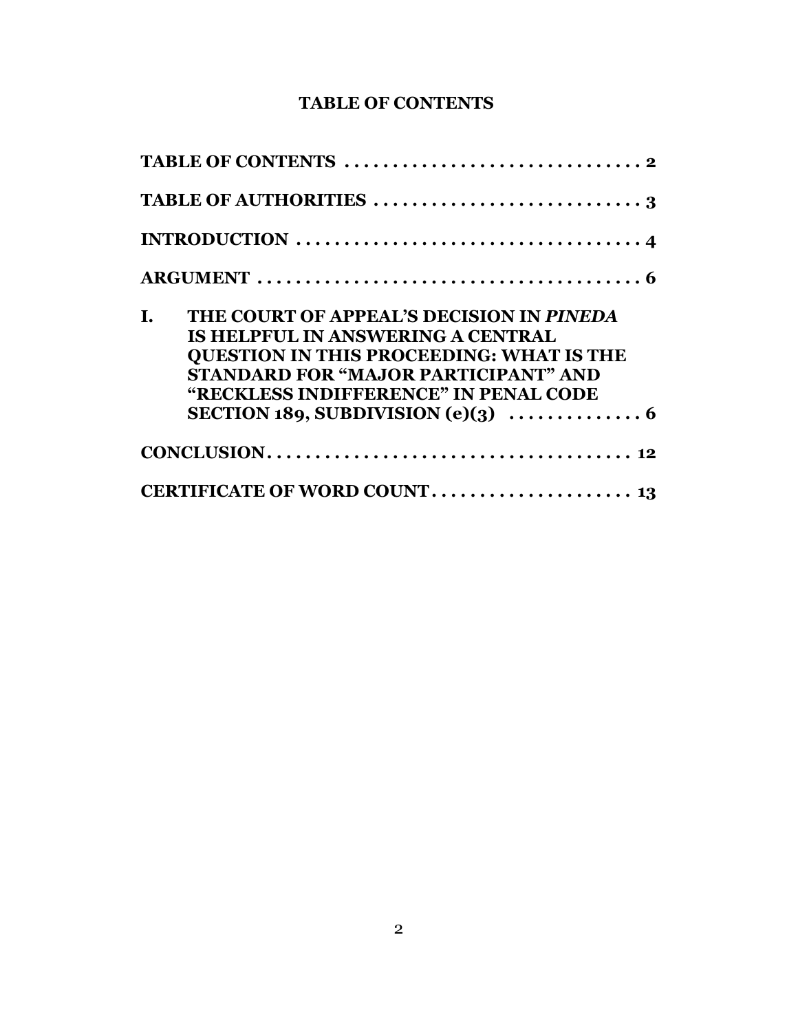# TABLE OF CONTENTS

**TABLE OF CONTENTS** . . . . . . . . . . . . . . . . . . . . . . . . . . . . . . . . **2**

**TABLE OF AUTHORITIES** . . . . . . . . . . . . . . . . . . . . . . . . . . . . . **3**

**INTRODUCTION** . . . . . . . . . . . . . . . . . . . . . . . . . . . . . . . . . . . . **4**

**ARGUMENT** . . . . . . . . . . . . . . . . . . . . . . . . . . . . . . . . . . . . . . . . **6**

**I. THE COURT OF APPEAL'S DECISION IN *PINEDA* IS HELPFUL IN ANSWERING A CENTRAL QUESTION IN THIS PROCEEDING: WHAT IS THE STANDARD FOR "MAJOR PARTICIPANT" AND "RECKLESS INDIFFERENCE" IN PENAL CODE SECTION 189, SUBDIVISION (e)(3)** . . . . . . . . . . . . . . **6**

**CONCLUSION** . . . . . . . . . . . . . . . . . . . . . . . . . . . . . . . . . . . . . . **12**

**CERTIFICATE OF WORD COUNT** . . . . . . . . . . . . . . . . . . . . . **13**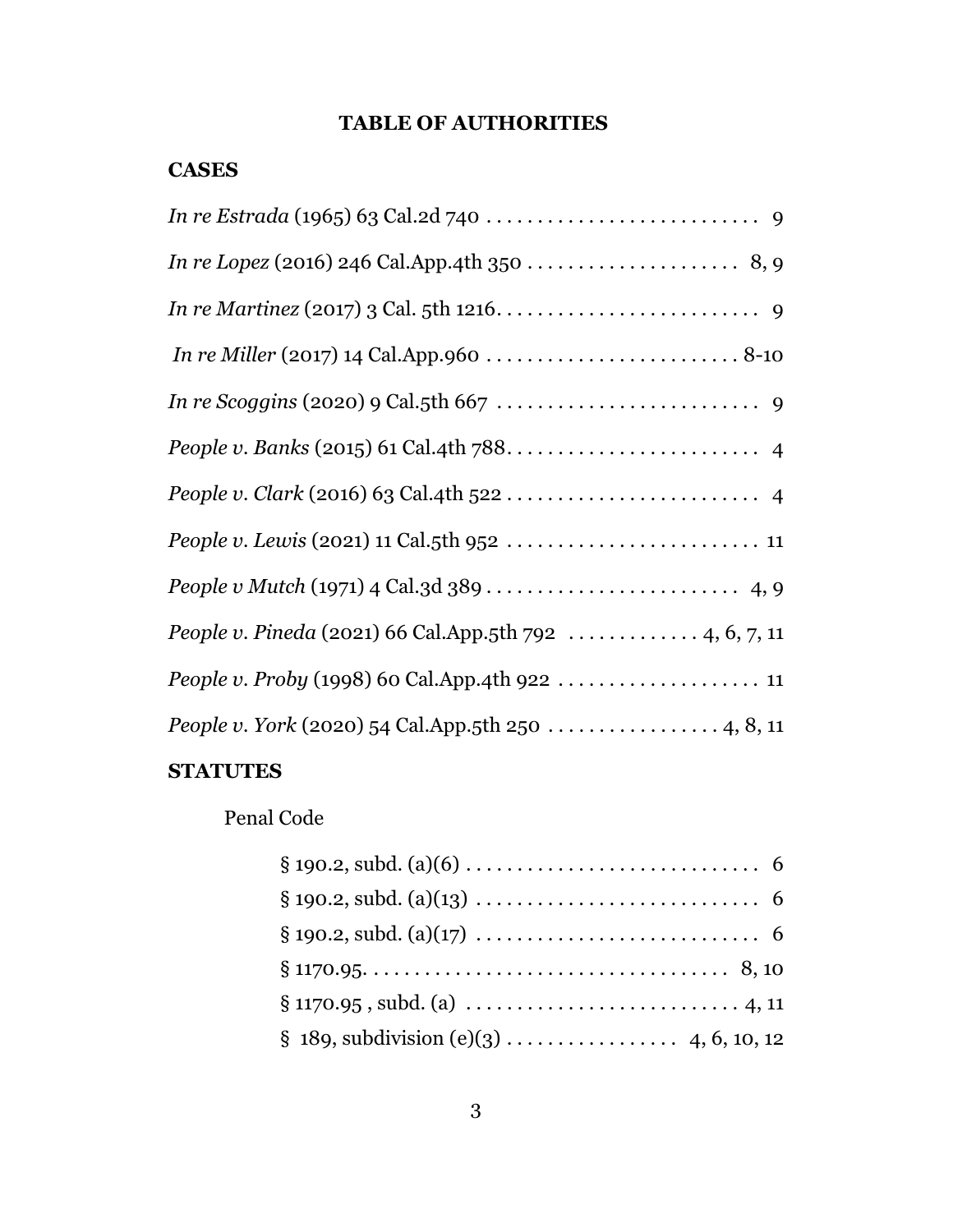# TABLE OF AUTHORITIES

## CASES

*In re Estrada* (1965) 63 Cal.2d 740 . . . . . . . . . . . . . . . . . . . . . . . . . . . 9

*In re Lopez* (2016) 246 Cal.App.4th 350 . . . . . . . . . . . . . . . . . . . . . 8, 9

*In re Martinez* (2017) 3 Cal. 5th 1216. . . . . . . . . . . . . . . . . . . . . . . . . . 9

*In re Miller* (2017) 14 Cal.App.960 . . . . . . . . . . . . . . . . . . . . . . . . . 8-10

*In re Scoggins* (2020) 9 Cal.5th 667 . . . . . . . . . . . . . . . . . . . . . . . . . . 9

*People v. Banks* (2015) 61 Cal.4th 788. . . . . . . . . . . . . . . . . . . . . . . . . 4

*People v. Clark* (2016) 63 Cal.4th 522 . . . . . . . . . . . . . . . . . . . . . . . . . 4

*People v. Lewis* (2021) 11 Cal.5th 952 . . . . . . . . . . . . . . . . . . . . . . . . . 11

*People v Mutch* (1971) 4 Cal.3d 389 . . . . . . . . . . . . . . . . . . . . . . . . . 4, 9

*People v. Pineda* (2021) 66 Cal.App.5th 792 . . . . . . . . . . . . . 4, 6, 7, 11

*People v. Proby* (1998) 60 Cal.App.4th 922 . . . . . . . . . . . . . . . . . . . . 11

*People v. York* (2020) 54 Cal.App.5th 250 . . . . . . . . . . . . . . . . . 4, 8, 11

## STATUTES

Penal Code

§ 190.2, subd. (a)(6) . . . . . . . . . . . . . . . . . . . . . . . . . . . . 6
§ 190.2, subd. (a)(13) . . . . . . . . . . . . . . . . . . . . . . . . . . . 6
§ 190.2, subd. (a)(17) . . . . . . . . . . . . . . . . . . . . . . . . . . . 6
§ 1170.95. . . . . . . . . . . . . . . . . . . . . . . . . . . . . . . . . . . 8, 10
§ 1170.95 , subd. (a) . . . . . . . . . . . . . . . . . . . . . . . . . . 4, 11
§ 189, subdivision (e)(3) . . . . . . . . . . . . . . . . 4, 6, 10, 12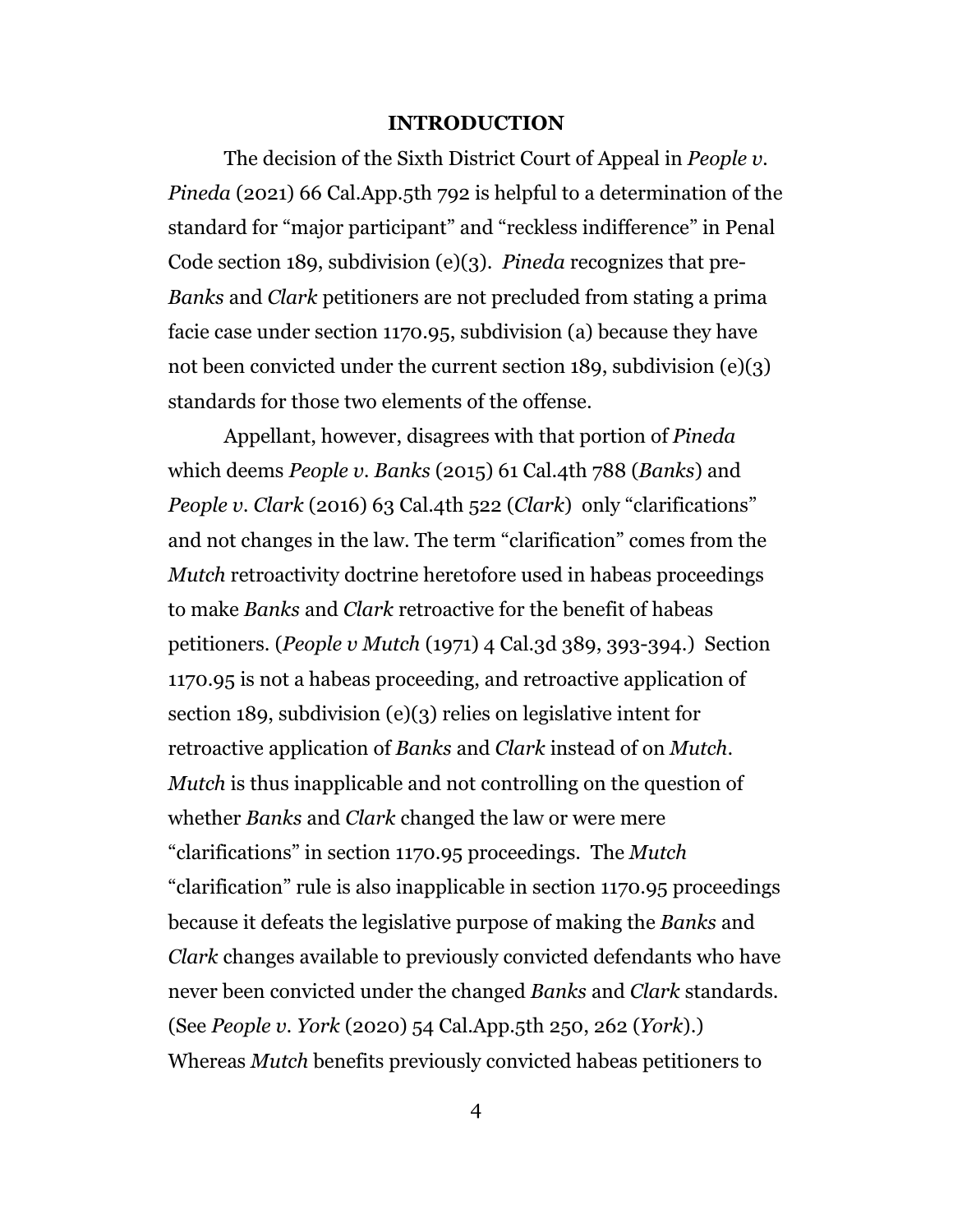## INTRODUCTION

The decision of the Sixth District Court of Appeal in *People v. Pineda* (2021) 66 Cal.App.5th 792 is helpful to a determination of the standard for "major participant" and "reckless indifference" in Penal Code section 189, subdivision (e)(3). *Pineda* recognizes that pre-*Banks* and *Clark* petitioners are not precluded from stating a prima facie case under section 1170.95, subdivision (a) because they have not been convicted under the current section 189, subdivision (e)(3) standards for those two elements of the offense.

Appellant, however, disagrees with that portion of *Pineda* which deems *People v. Banks* (2015) 61 Cal.4th 788 (*Banks*) and *People v. Clark* (2016) 63 Cal.4th 522 (*Clark*) only "clarifications" and not changes in the law. The term "clarification" comes from the *Mutch* retroactivity doctrine heretofore used in habeas proceedings to make *Banks* and *Clark* retroactive for the benefit of habeas petitioners. (*People v Mutch* (1971) 4 Cal.3d 389, 393-394.) Section 1170.95 is not a habeas proceeding, and retroactive application of section 189, subdivision (e)(3) relies on legislative intent for retroactive application of *Banks* and *Clark* instead of on *Mutch*. *Mutch* is thus inapplicable and not controlling on the question of whether *Banks* and *Clark* changed the law or were mere "clarifications" in section 1170.95 proceedings. The *Mutch* "clarification" rule is also inapplicable in section 1170.95 proceedings because it defeats the legislative purpose of making the *Banks* and *Clark* changes available to previously convicted defendants who have never been convicted under the changed *Banks* and *Clark* standards. (See *People v. York* (2020) 54 Cal.App.5th 250, 262 (*York*).) Whereas *Mutch* benefits previously convicted habeas petitioners to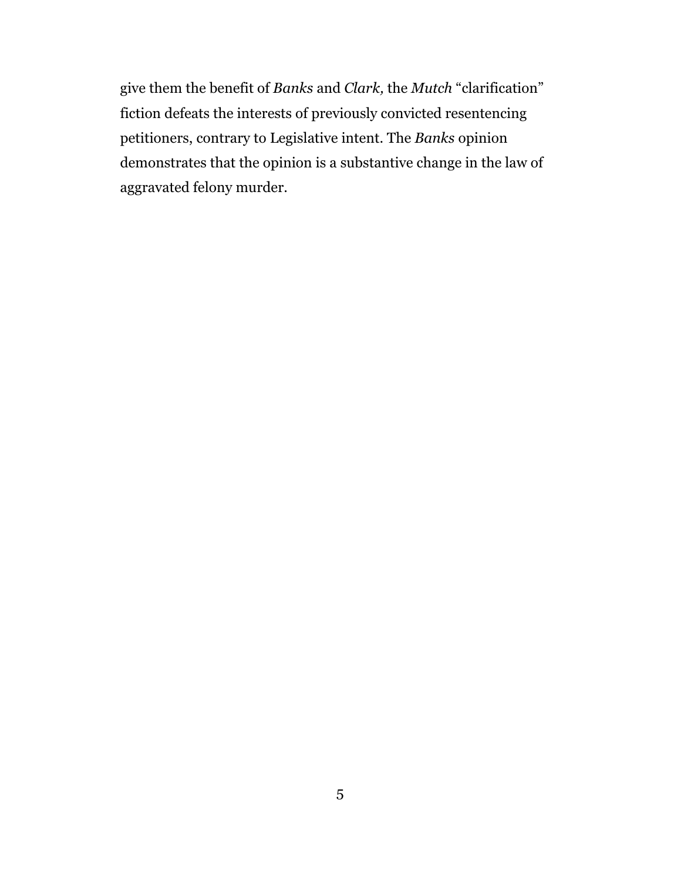give them the benefit of *Banks* and *Clark,* the *Mutch* "clarification" fiction defeats the interests of previously convicted resentencing petitioners, contrary to Legislative intent. The *Banks* opinion demonstrates that the opinion is a substantive change in the law of aggravated felony murder.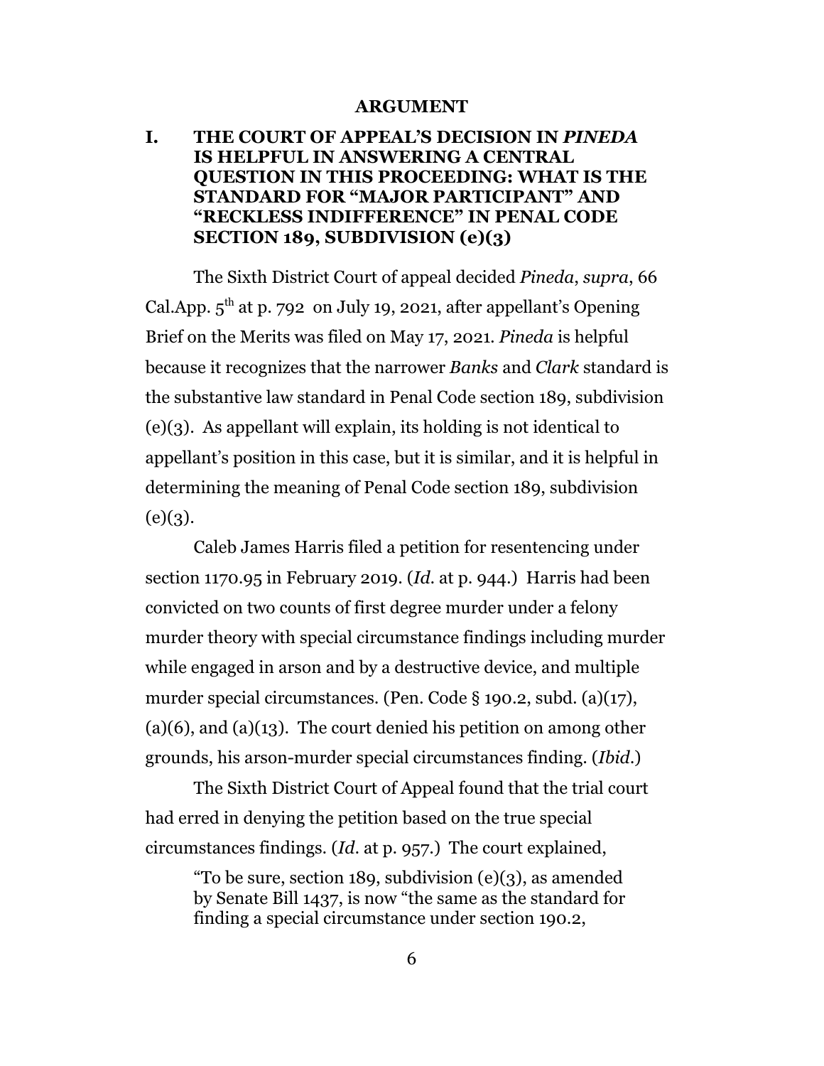## ARGUMENT

### I. THE COURT OF APPEAL'S DECISION IN *PINEDA* IS HELPFUL IN ANSWERING A CENTRAL QUESTION IN THIS PROCEEDING: WHAT IS THE STANDARD FOR "MAJOR PARTICIPANT" AND "RECKLESS INDIFFERENCE" IN PENAL CODE SECTION 189, SUBDIVISION (e)(3)

The Sixth District Court of appeal decided *Pineda*, *supra*, 66 Cal.App. 5th at p. 792 on July 19, 2021, after appellant's Opening Brief on the Merits was filed on May 17, 2021. *Pineda* is helpful because it recognizes that the narrower *Banks* and *Clark* standard is the substantive law standard in Penal Code section 189, subdivision (e)(3). As appellant will explain, its holding is not identical to appellant's position in this case, but it is similar, and it is helpful in determining the meaning of Penal Code section 189, subdivision (e)(3).

Caleb James Harris filed a petition for resentencing under section 1170.95 in February 2019. (*Id.* at p. 944.) Harris had been convicted on two counts of first degree murder under a felony murder theory with special circumstance findings including murder while engaged in arson and by a destructive device, and multiple murder special circumstances. (Pen. Code § 190.2, subd. (a)(17), (a)(6), and (a)(13). The court denied his petition on among other grounds, his arson-murder special circumstances finding. (*Ibid.*)

The Sixth District Court of Appeal found that the trial court had erred in denying the petition based on the true special circumstances findings. (*Id.* at p. 957.) The court explained,

> "To be sure, section 189, subdivision (e)(3), as amended by Senate Bill 1437, is now "the same as the standard for finding a special circumstance under section 190.2,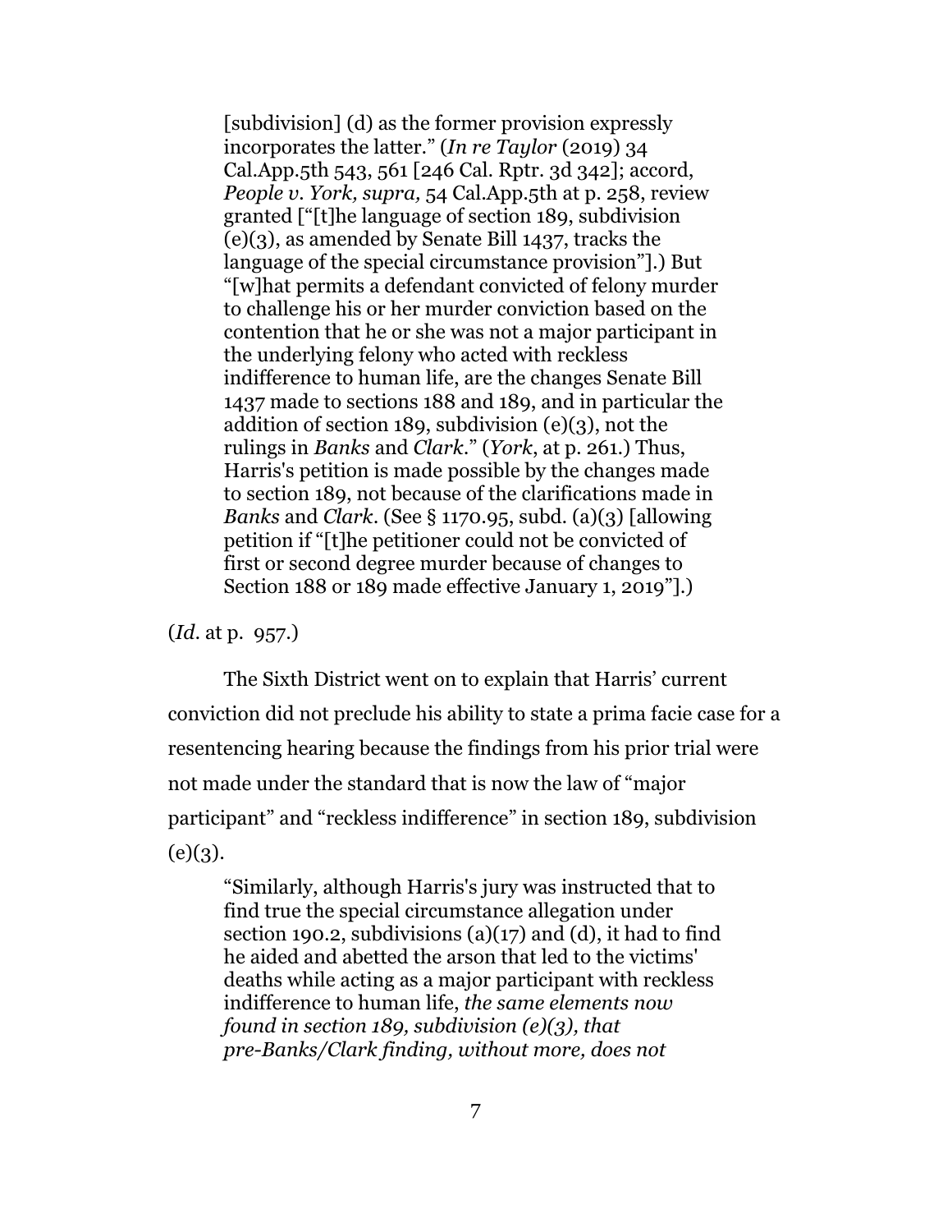> [subdivision] (d) as the former provision expressly incorporates the latter." (*In re Taylor* (2019) 34 Cal.App.5th 543, 561 [246 Cal. Rptr. 3d 342]; accord, *People v. York, supra,* 54 Cal.App.5th at p. 258, review granted ["[t]he language of section 189, subdivision (e)(3), as amended by Senate Bill 1437, tracks the language of the special circumstance provision"].) But "[w]hat permits a defendant convicted of felony murder to challenge his or her murder conviction based on the contention that he or she was not a major participant in the underlying felony who acted with reckless indifference to human life, are the changes Senate Bill 1437 made to sections 188 and 189, and in particular the addition of section 189, subdivision (e)(3), not the rulings in *Banks* and *Clark*." (*York*, at p. 261.) Thus, Harris's petition is made possible by the changes made to section 189, not because of the clarifications made in *Banks* and *Clark*. (See § 1170.95, subd. (a)(3) [allowing petition if "[t]he petitioner could not be convicted of first or second degree murder because of changes to Section 188 or 189 made effective January 1, 2019"].)

(*Id*. at p. 957.)

The Sixth District went on to explain that Harris' current conviction did not preclude his ability to state a prima facie case for a resentencing hearing because the findings from his prior trial were not made under the standard that is now the law of "major participant" and "reckless indifference" in section 189, subdivision (e)(3).

> "Similarly, although Harris's jury was instructed that to find true the special circumstance allegation under section 190.2, subdivisions (a)(17) and (d), it had to find he aided and abetted the arson that led to the victims' deaths while acting as a major participant with reckless indifference to human life, *the same elements now found in section 189, subdivision (e)(3), that pre-Banks/Clark finding, without more, does not*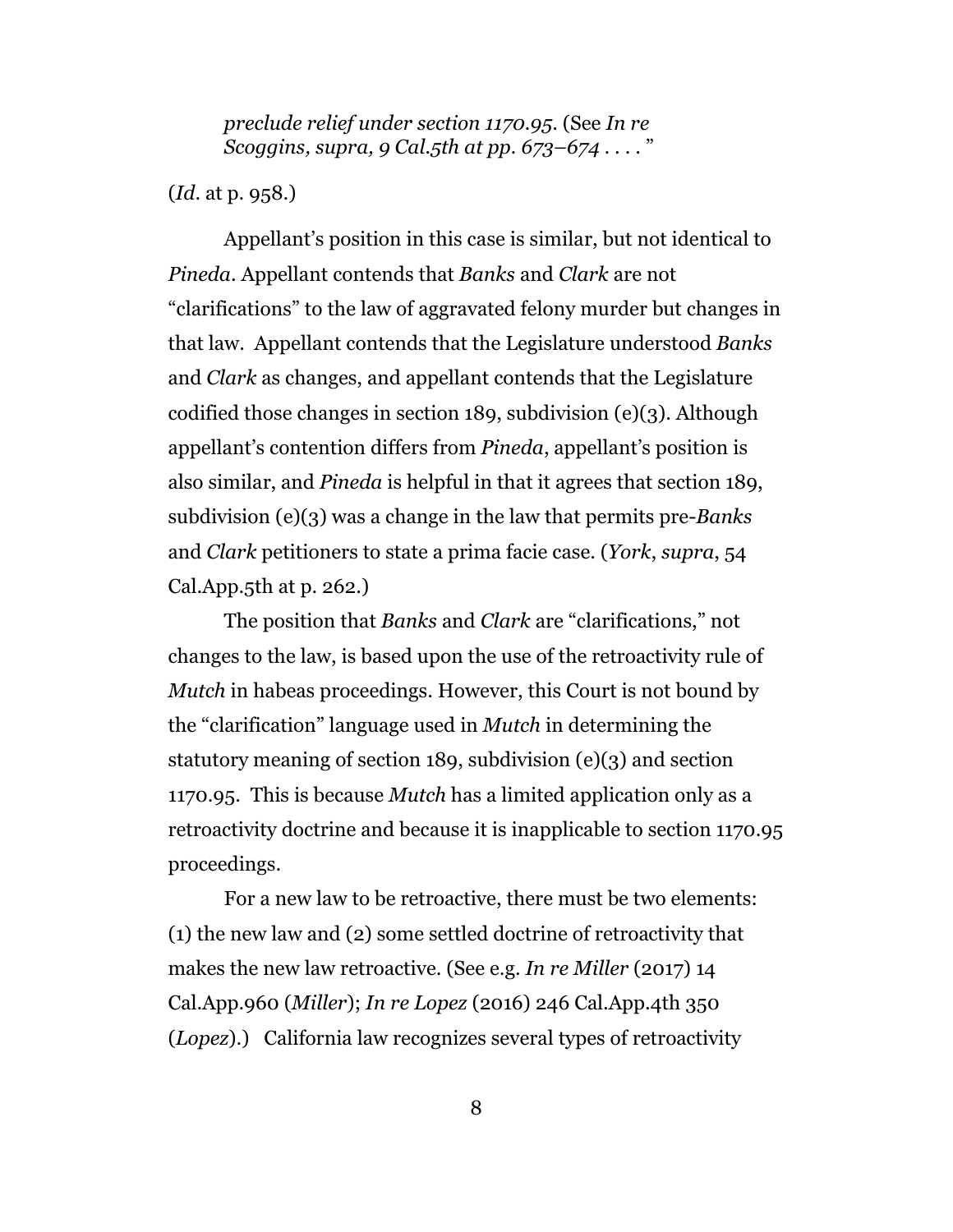*preclude relief under section 1170.95.* (See *In re Scoggins, supra, 9 Cal.5th at pp. 673–674 . . . .* "

(*Id.* at p. 958.)

Appellant's position in this case is similar, but not identical to *Pineda*. Appellant contends that *Banks* and *Clark* are not "clarifications" to the law of aggravated felony murder but changes in that law. Appellant contends that the Legislature understood *Banks* and *Clark* as changes, and appellant contends that the Legislature codified those changes in section 189, subdivision (e)(3). Although appellant's contention differs from *Pineda*, appellant's position is also similar, and *Pineda* is helpful in that it agrees that section 189, subdivision (e)(3) was a change in the law that permits pre-*Banks* and *Clark* petitioners to state a prima facie case. (*York*, *supra*, 54 Cal.App.5th at p. 262.)

The position that *Banks* and *Clark* are "clarifications," not changes to the law, is based upon the use of the retroactivity rule of *Mutch* in habeas proceedings. However, this Court is not bound by the "clarification" language used in *Mutch* in determining the statutory meaning of section 189, subdivision (e)(3) and section 1170.95. This is because *Mutch* has a limited application only as a retroactivity doctrine and because it is inapplicable to section 1170.95 proceedings.

For a new law to be retroactive, there must be two elements: (1) the new law and (2) some settled doctrine of retroactivity that makes the new law retroactive. (See e.g. *In re Miller* (2017) 14 Cal.App.960 (*Miller*); *In re Lopez* (2016) 246 Cal.App.4th 350 (*Lopez*).) California law recognizes several types of retroactivity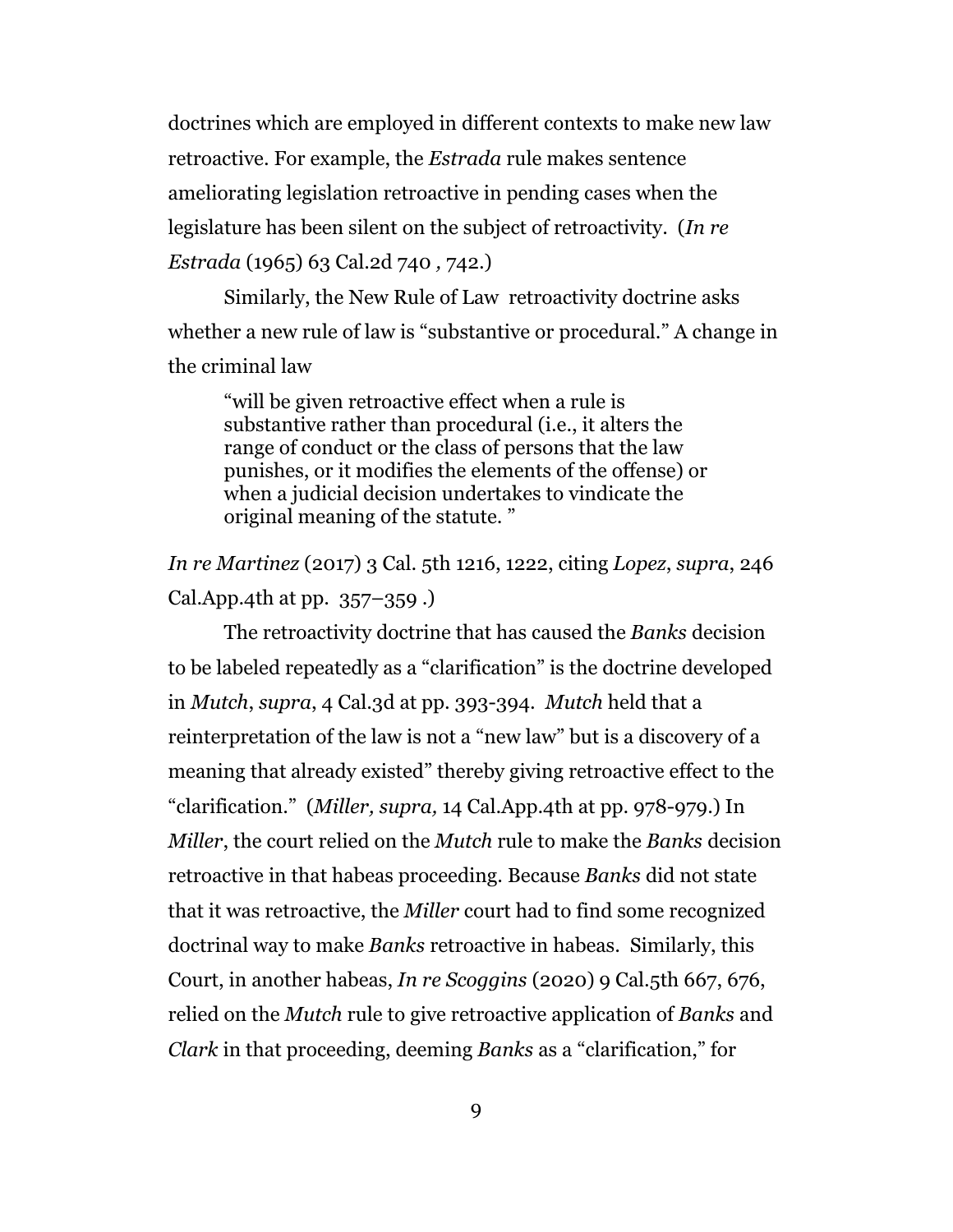doctrines which are employed in different contexts to make new law retroactive. For example, the *Estrada* rule makes sentence ameliorating legislation retroactive in pending cases when the legislature has been silent on the subject of retroactivity. (*In re Estrada* (1965) 63 Cal.2d 740 , 742.)

Similarly, the New Rule of Law retroactivity doctrine asks whether a new rule of law is "substantive or procedural." A change in the criminal law

> "will be given retroactive effect when a rule is substantive rather than procedural (i.e., it alters the range of conduct or the class of persons that the law punishes, or it modifies the elements of the offense) or when a judicial decision undertakes to vindicate the original meaning of the statute. "

*In re Martinez* (2017) 3 Cal. 5th 1216, 1222, citing *Lopez*, *supra*, 246 Cal.App.4th at pp. 357–359 .)

The retroactivity doctrine that has caused the *Banks* decision to be labeled repeatedly as a "clarification" is the doctrine developed in *Mutch*, *supra*, 4 Cal.3d at pp. 393-394. *Mutch* held that a reinterpretation of the law is not a "new law" but is a discovery of a meaning that already existed" thereby giving retroactive effect to the "clarification." (*Miller, supra,* 14 Cal.App.4th at pp. 978-979.) In *Miller*, the court relied on the *Mutch* rule to make the *Banks* decision retroactive in that habeas proceeding. Because *Banks* did not state that it was retroactive, the *Miller* court had to find some recognized doctrinal way to make *Banks* retroactive in habeas. Similarly, this Court, in another habeas, *In re Scoggins* (2020) 9 Cal.5th 667, 676, relied on the *Mutch* rule to give retroactive application of *Banks* and *Clark* in that proceeding, deeming *Banks* as a "clarification," for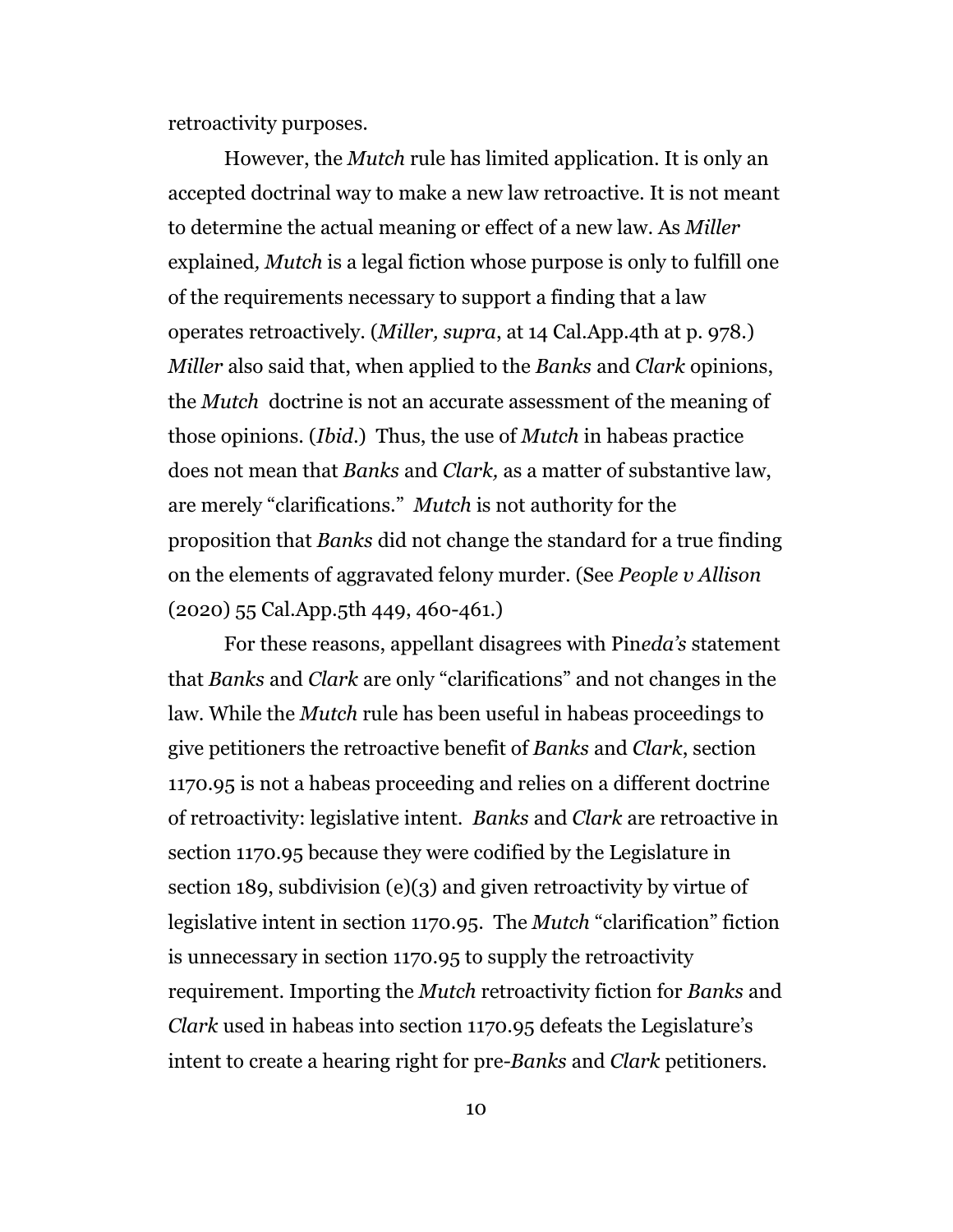retroactivity purposes.

However, the *Mutch* rule has limited application. It is only an accepted doctrinal way to make a new law retroactive. It is not meant to determine the actual meaning or effect of a new law. As *Miller* explained*, Mutch* is a legal fiction whose purpose is only to fulfill one of the requirements necessary to support a finding that a law operates retroactively. (*Miller, supra*, at 14 Cal.App.4th at p. 978.) *Miller* also said that, when applied to the *Banks* and *Clark* opinions, the *Mutch* doctrine is not an accurate assessment of the meaning of those opinions. (*Ibid*.) Thus, the use of *Mutch* in habeas practice does not mean that *Banks* and *Clark,* as a matter of substantive law, are merely "clarifications." *Mutch* is not authority for the proposition that *Banks* did not change the standard for a true finding on the elements of aggravated felony murder. (See *People v Allison* (2020) 55 Cal.App.5th 449, 460-461.)

For these reasons, appellant disagrees with Pin*eda's* statement that *Banks* and *Clark* are only "clarifications" and not changes in the law. While the *Mutch* rule has been useful in habeas proceedings to give petitioners the retroactive benefit of *Banks* and *Clark*, section 1170.95 is not a habeas proceeding and relies on a different doctrine of retroactivity: legislative intent. *Banks* and *Clark* are retroactive in section 1170.95 because they were codified by the Legislature in section 189, subdivision (e)(3) and given retroactivity by virtue of legislative intent in section 1170.95. The *Mutch* "clarification" fiction is unnecessary in section 1170.95 to supply the retroactivity requirement. Importing the *Mutch* retroactivity fiction for *Banks* and *Clark* used in habeas into section 1170.95 defeats the Legislature's intent to create a hearing right for pre-*Banks* and *Clark* petitioners.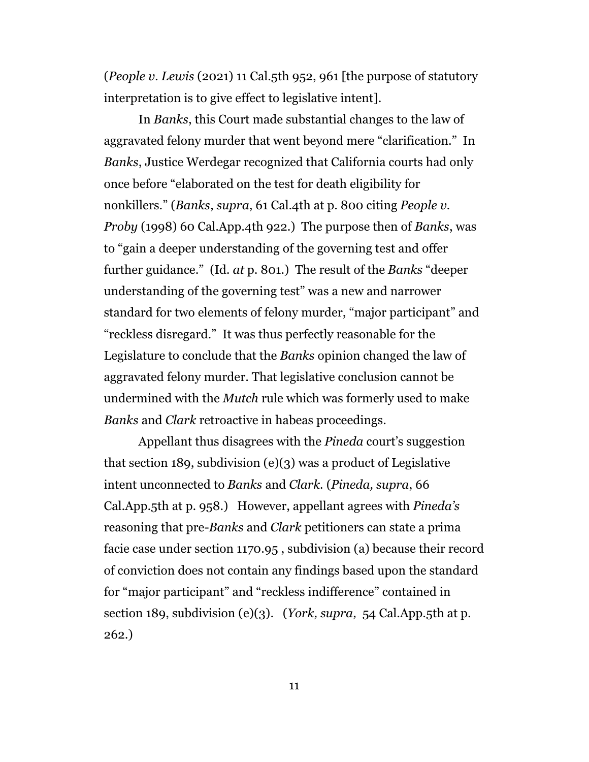(*People v. Lewis* (2021) 11 Cal.5th 952, 961 [the purpose of statutory interpretation is to give effect to legislative intent].

In *Banks*, this Court made substantial changes to the law of aggravated felony murder that went beyond mere "clarification." In *Banks*, Justice Werdegar recognized that California courts had only once before "elaborated on the test for death eligibility for nonkillers." (*Banks*, *supra*, 61 Cal.4th at p. 800 citing *People v. Proby* (1998) 60 Cal.App.4th 922.) The purpose then of *Banks*, was to "gain a deeper understanding of the governing test and offer further guidance." (Id. *at* p. 801.) The result of the *Banks* "deeper understanding of the governing test" was a new and narrower standard for two elements of felony murder, "major participant" and "reckless disregard." It was thus perfectly reasonable for the Legislature to conclude that the *Banks* opinion changed the law of aggravated felony murder. That legislative conclusion cannot be undermined with the *Mutch* rule which was formerly used to make *Banks* and *Clark* retroactive in habeas proceedings.

Appellant thus disagrees with the *Pineda* court's suggestion that section 189, subdivision (e)(3) was a product of Legislative intent unconnected to *Banks* and *Clark*. (*Pineda, supra*, 66 Cal.App.5th at p. 958.) However, appellant agrees with *Pineda's* reasoning that pre-*Banks* and *Clark* petitioners can state a prima facie case under section 1170.95 , subdivision (a) because their record of conviction does not contain any findings based upon the standard for "major participant" and "reckless indifference" contained in section 189, subdivision (e)(3). (*York, supra,* 54 Cal.App.5th at p. 262.)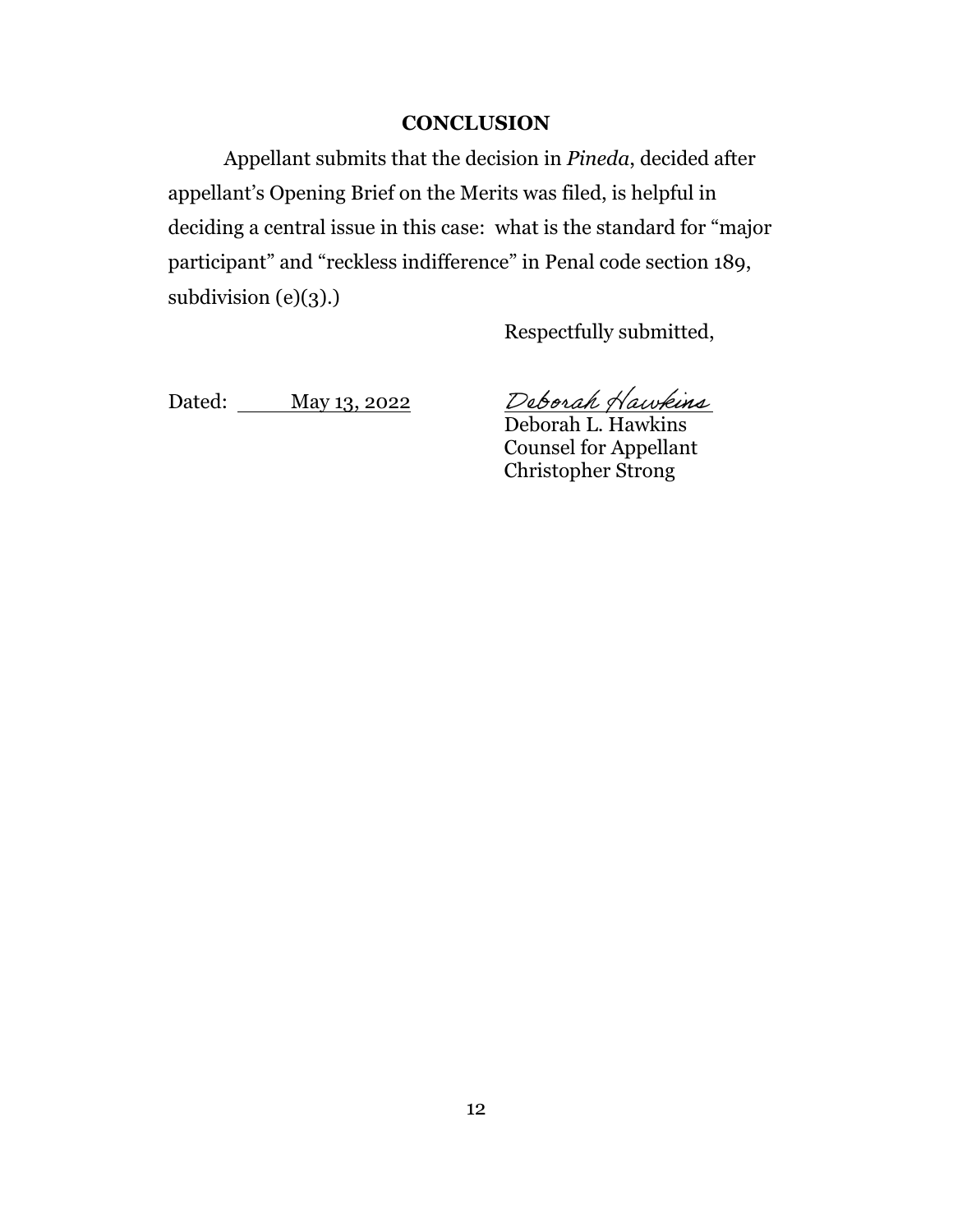## CONCLUSION

Appellant submits that the decision in *Pineda*, decided after appellant's Opening Brief on the Merits was filed, is helpful in deciding a central issue in this case: what is the standard for "major participant" and "reckless indifference" in Penal code section 189, subdivision (e)(3).)

Respectfully submitted,

Dated: May 13, 2022

*Deborah Hawkins*
Deborah L. Hawkins
Counsel for Appellant
Christopher Strong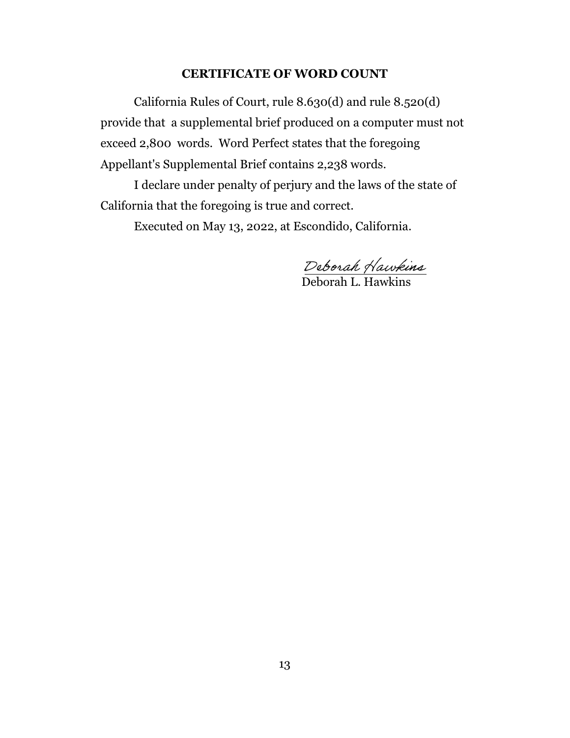## CERTIFICATE OF WORD COUNT

California Rules of Court, rule 8.630(d) and rule 8.520(d) provide that a supplemental brief produced on a computer must not exceed 2,800 words. Word Perfect states that the foregoing Appellant's Supplemental Brief contains 2,238 words.

I declare under penalty of perjury and the laws of the state of California that the foregoing is true and correct.

Executed on May 13, 2022, at Escondido, California.

Deborah Hawkins

Deborah L. Hawkins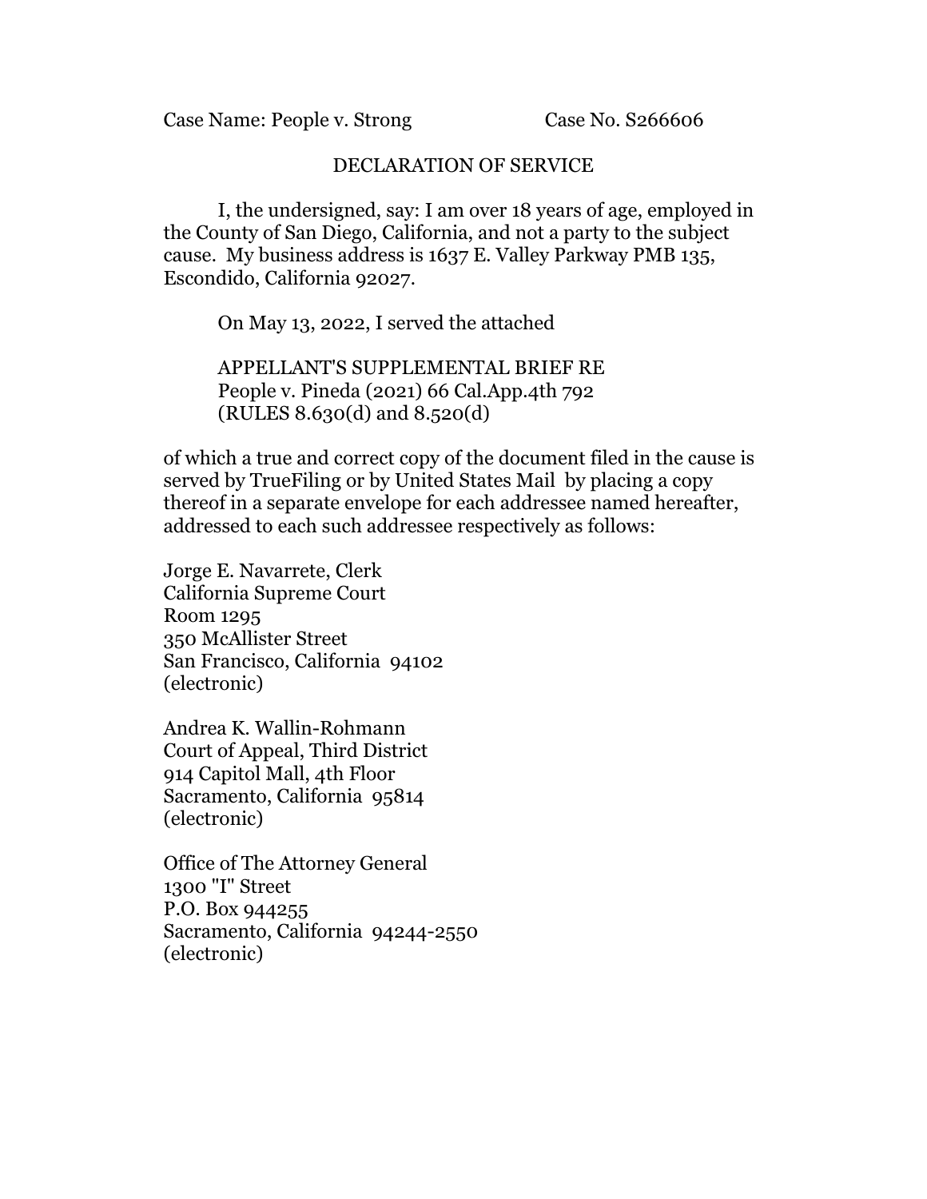Case Name: People v. Strong    Case No. S266606

## DECLARATION OF SERVICE

I, the undersigned, say: I am over 18 years of age, employed in the County of San Diego, California, and not a party to the subject cause. My business address is 1637 E. Valley Parkway PMB 135, Escondido, California 92027.

On May 13, 2022, I served the attached

APPELLANT'S SUPPLEMENTAL BRIEF RE
People v. Pineda (2021) 66 Cal.App.4th 792
(RULES 8.630(d) and 8.520(d)

of which a true and correct copy of the document filed in the cause is served by TrueFiling or by United States Mail by placing a copy thereof in a separate envelope for each addressee named hereafter, addressed to each such addressee respectively as follows:

Jorge E. Navarrete, Clerk
California Supreme Court
Room 1295
350 McAllister Street
San Francisco, California 94102
(electronic)

Andrea K. Wallin-Rohmann
Court of Appeal, Third District
914 Capitol Mall, 4th Floor
Sacramento, California 95814
(electronic)

Office of The Attorney General
1300 "I" Street
P.O. Box 944255
Sacramento, California 94244-2550
(electronic)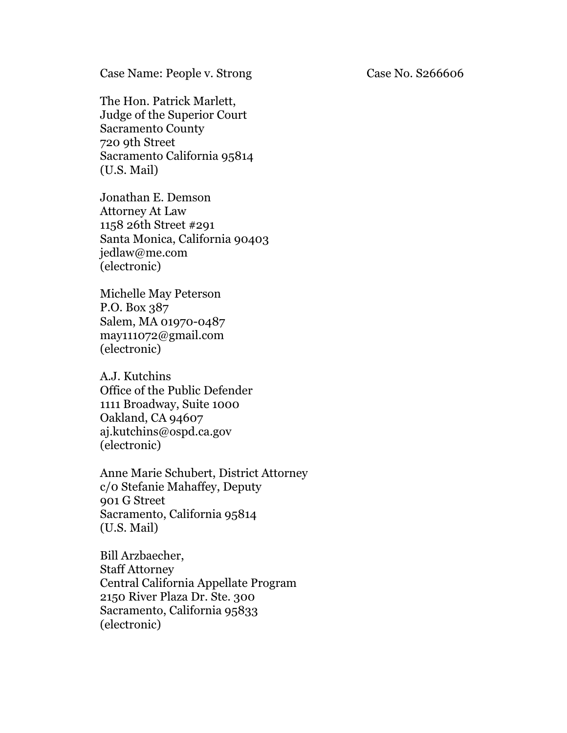Case Name: People v. Strong                                        Case No. S266606

The Hon. Patrick Marlett,  
Judge of the Superior Court  
Sacramento County  
720 9th Street  
Sacramento California 95814  
(U.S. Mail)

Jonathan E. Demson  
Attorney At Law  
1158 26th Street #291  
Santa Monica, California 90403  
jedlaw@me.com  
(electronic)

Michelle May Peterson  
P.O. Box 387  
Salem, MA 01970-0487  
may111072@gmail.com  
(electronic)

A.J. Kutchins  
Office of the Public Defender  
1111 Broadway, Suite 1000  
Oakland, CA 94607  
aj.kutchins@ospd.ca.gov  
(electronic)

Anne Marie Schubert, District Attorney  
c/o Stefanie Mahaffey, Deputy  
901 G Street  
Sacramento, California 95814  
(U.S. Mail)

Bill Arzbaecher,  
Staff Attorney  
Central California Appellate Program  
2150 River Plaza Dr. Ste. 300  
Sacramento, California 95833  
(electronic)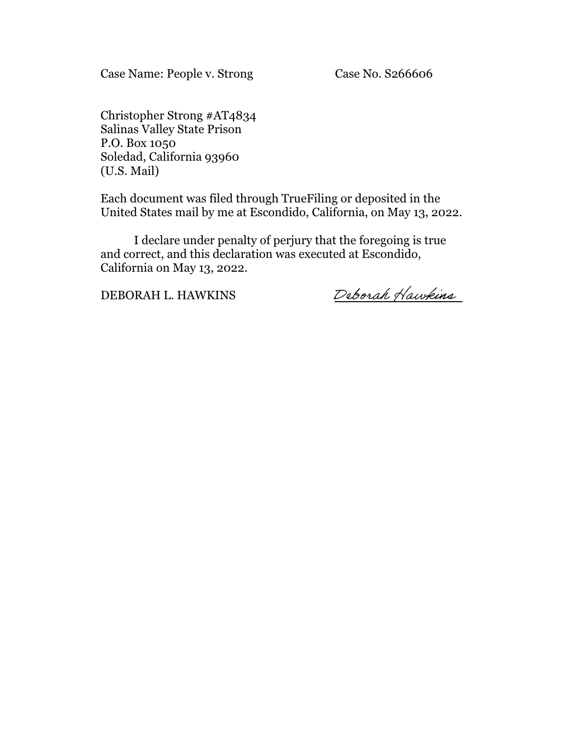Case Name: People v. Strong Case No. S266606

Christopher Strong #AT4834
Salinas Valley State Prison
P.O. Box 1050
Soledad, California 93960
(U.S. Mail)

Each document was filed through TrueFiling or deposited in the United States mail by me at Escondido, California, on May 13, 2022.

I declare under penalty of perjury that the foregoing is true and correct, and this declaration was executed at Escondido, California on May 13, 2022.

DEBORAH L. HAWKINS *Deborah Hawkins*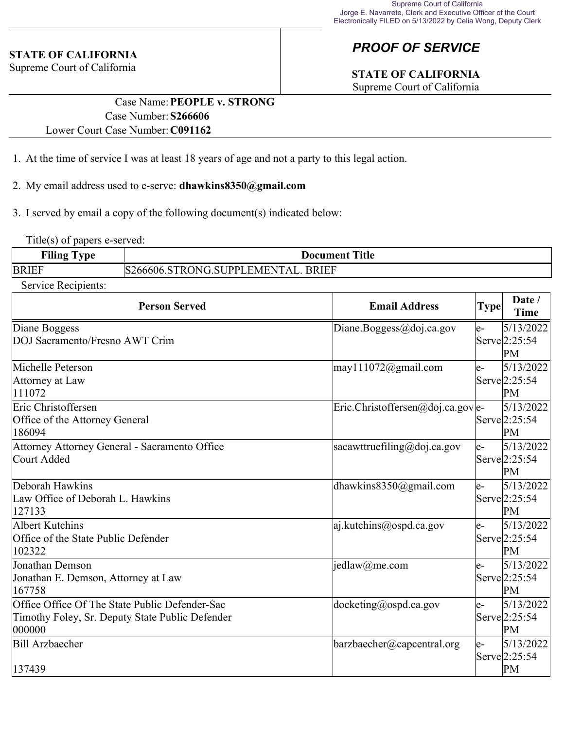Supreme Court of California
Jorge E. Navarrete, Clerk and Executive Officer of the Court
Electronically FILED on 5/13/2022 by Celia Wong, Deputy Clerk

**STATE OF CALIFORNIA**
Supreme Court of California

## *PROOF OF SERVICE*

**STATE OF CALIFORNIA**
Supreme Court of California

Case Name: **PEOPLE v. STRONG**
Case Number: **S266606**
Lower Court Case Number: **C091162**

1. At the time of service I was at least 18 years of age and not a party to this legal action.

2. My email address used to e-serve: **dhawkins8350@gmail.com**

3. I served by email a copy of the following document(s) indicated below:

Title(s) of papers e-served:

| Filing Type | Document Title |
|---|---|
| BRIEF | S266606.STRONG.SUPPLEMENTAL. BRIEF |

Service Recipients:

| Person Served | Email Address | Type | Date / Time |
|---|---|---|---|
| Diane Boggess<br>DOJ Sacramento/Fresno AWT Crim | Diane.Boggess@doj.ca.gov | e-Serve | 5/13/2022 2:25:54 PM |
| Michelle Peterson<br>Attorney at Law<br>111072 | may111072@gmail.com | e-Serve | 5/13/2022 2:25:54 PM |
| Eric Christoffersen<br>Office of the Attorney General<br>186094 | Eric.Christoffersen@doj.ca.gov | e-Serve | 5/13/2022 2:25:54 PM |
| Attorney Attorney General - Sacramento Office<br>Court Added | sacawttruefiling@doj.ca.gov | e-Serve | 5/13/2022 2:25:54 PM |
| Deborah Hawkins<br>Law Office of Deborah L. Hawkins<br>127133 | dhawkins8350@gmail.com | e-Serve | 5/13/2022 2:25:54 PM |
| Albert Kutchins<br>Office of the State Public Defender<br>102322 | aj.kutchins@ospd.ca.gov | e-Serve | 5/13/2022 2:25:54 PM |
| Jonathan Demson<br>Jonathan E. Demson, Attorney at Law<br>167758 | jedlaw@me.com | e-Serve | 5/13/2022 2:25:54 PM |
| Office Office Of The State Public Defender-Sac<br>Timothy Foley, Sr. Deputy State Public Defender<br>000000 | docketing@ospd.ca.gov | e-Serve | 5/13/2022 2:25:54 PM |
| Bill Arzbaecher<br><br>137439 | barzbaecher@capcentral.org | e-Serve | 5/13/2022 2:25:54 PM |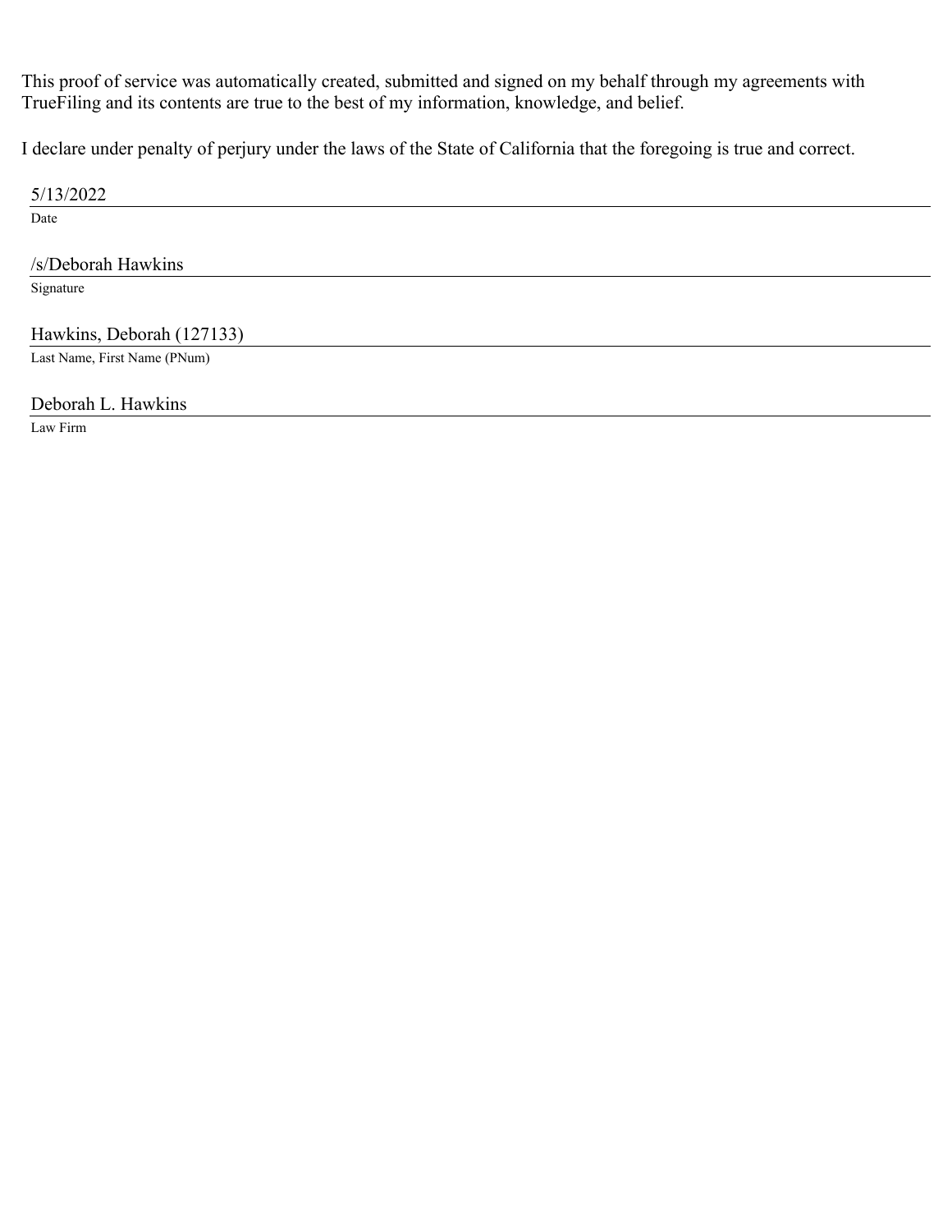This proof of service was automatically created, submitted and signed on my behalf through my agreements with TrueFiling and its contents are true to the best of my information, knowledge, and belief.

I declare under penalty of perjury under the laws of the State of California that the foregoing is true and correct.

5/13/2022

Date

/s/Deborah Hawkins

Signature

Hawkins, Deborah (127133)

Last Name, First Name (PNum)

Deborah L. Hawkins

Law Firm